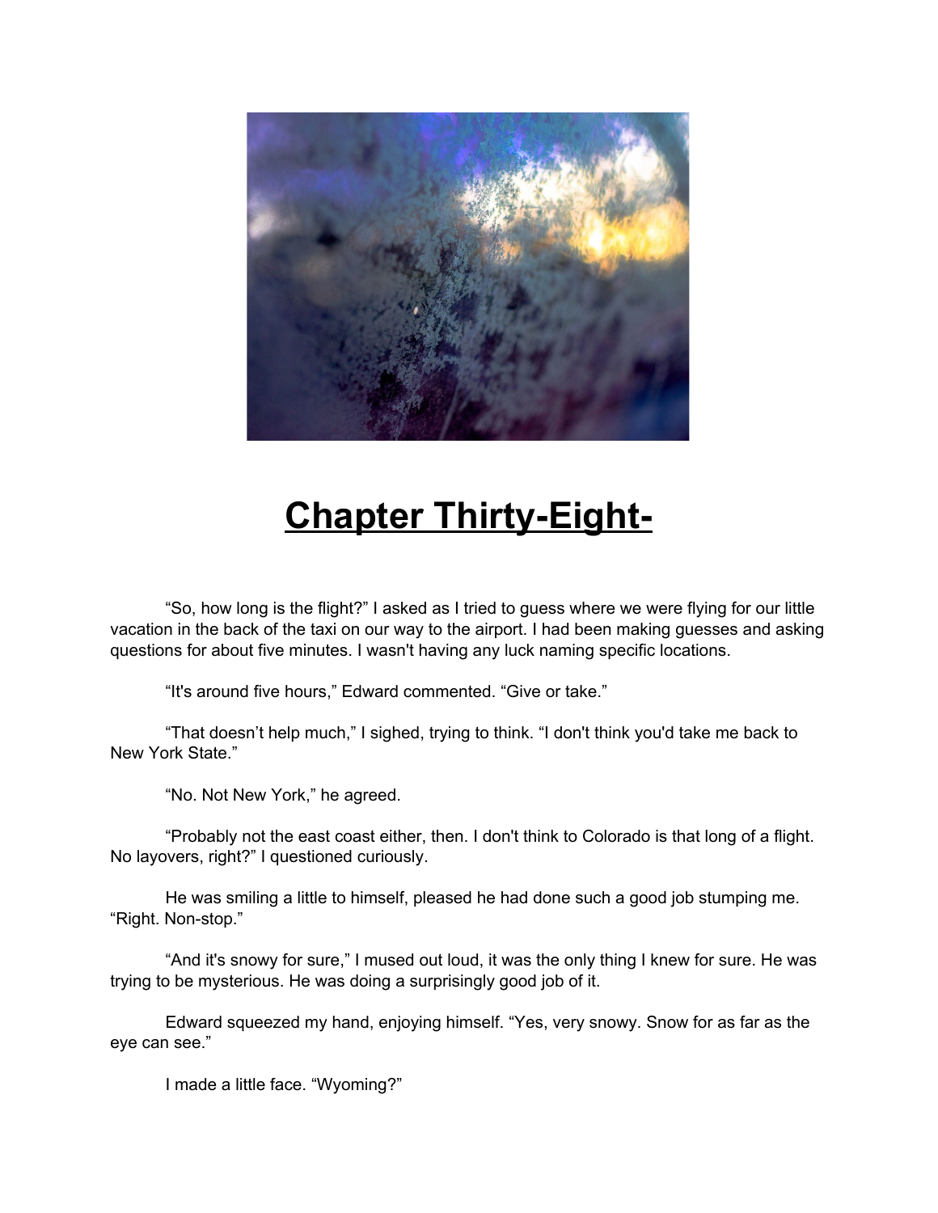# Chapter Thirty-Eight-

"So, how long is the flight?" I asked as I tried to guess where we were flying for our little vacation in the back of the taxi on our way to the airport. I had been making guesses and asking questions for about five minutes. I wasn't having any luck naming specific locations.

"It's around five hours," Edward commented. "Give or take."

"That doesn't help much," I sighed, trying to think. "I don't think you'd take me back to New York State."

"No. Not New York," he agreed.

"Probably not the east coast either, then. I don't think to Colorado is that long of a flight. No layovers, right?" I questioned curiously.

He was smiling a little to himself, pleased he had done such a good job stumping me. "Right. Non-stop."

"And it's snowy for sure," I mused out loud, it was the only thing I knew for sure. He was trying to be mysterious. He was doing a surprisingly good job of it.

Edward squeezed my hand, enjoying himself. "Yes, very snowy. Snow for as far as the eye can see."

I made a little face. "Wyoming?"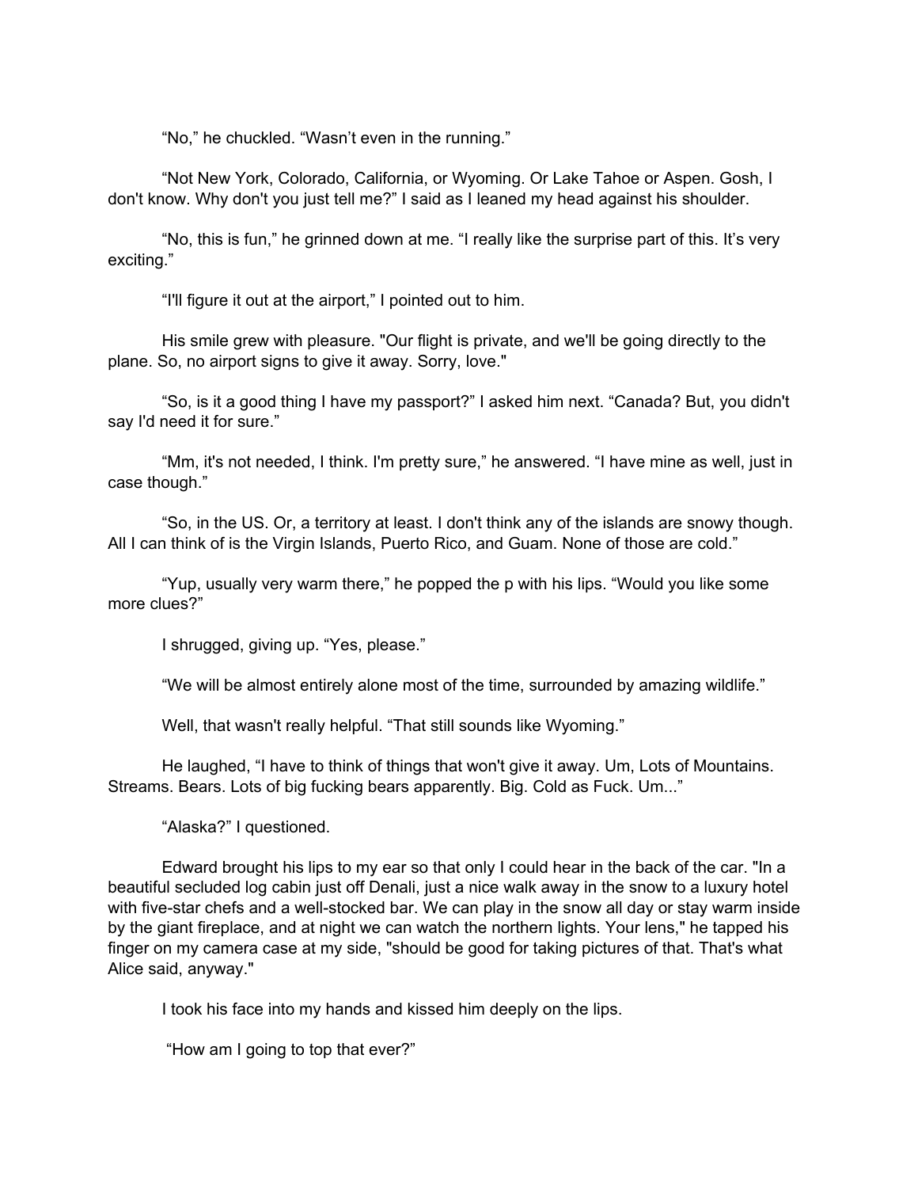“No,” he chuckled. “Wasn’t even in the running.”

“Not New York, Colorado, California, or Wyoming. Or Lake Tahoe or Aspen. Gosh, I don't know. Why don't you just tell me?” I said as I leaned my head against his shoulder.

“No, this is fun,” he grinned down at me. “I really like the surprise part of this. It’s very exciting.”

“I'll figure it out at the airport,” I pointed out to him.

His smile grew with pleasure. "Our flight is private, and we'll be going directly to the plane. So, no airport signs to give it away. Sorry, love."

“So, is it a good thing I have my passport?” I asked him next. “Canada? But, you didn't say I'd need it for sure.”

“Mm, it's not needed, I think. I'm pretty sure,” he answered. “I have mine as well, just in case though.”

“So, in the US. Or, a territory at least. I don't think any of the islands are snowy though. All I can think of is the Virgin Islands, Puerto Rico, and Guam. None of those are cold.”

“Yup, usually very warm there,” he popped the p with his lips. “Would you like some more clues?”

I shrugged, giving up. “Yes, please.”

“We will be almost entirely alone most of the time, surrounded by amazing wildlife.”

Well, that wasn't really helpful. “That still sounds like Wyoming.”

He laughed, “I have to think of things that won't give it away. Um, Lots of Mountains. Streams. Bears. Lots of big fucking bears apparently. Big. Cold as Fuck. Um...”

“Alaska?” I questioned.

Edward brought his lips to my ear so that only I could hear in the back of the car. "In a beautiful secluded log cabin just off Denali, just a nice walk away in the snow to a luxury hotel with five-star chefs and a well-stocked bar. We can play in the snow all day or stay warm inside by the giant fireplace, and at night we can watch the northern lights. Your lens," he tapped his finger on my camera case at my side, "should be good for taking pictures of that. That's what Alice said, anyway."

I took his face into my hands and kissed him deeply on the lips.

“How am I going to top that ever?”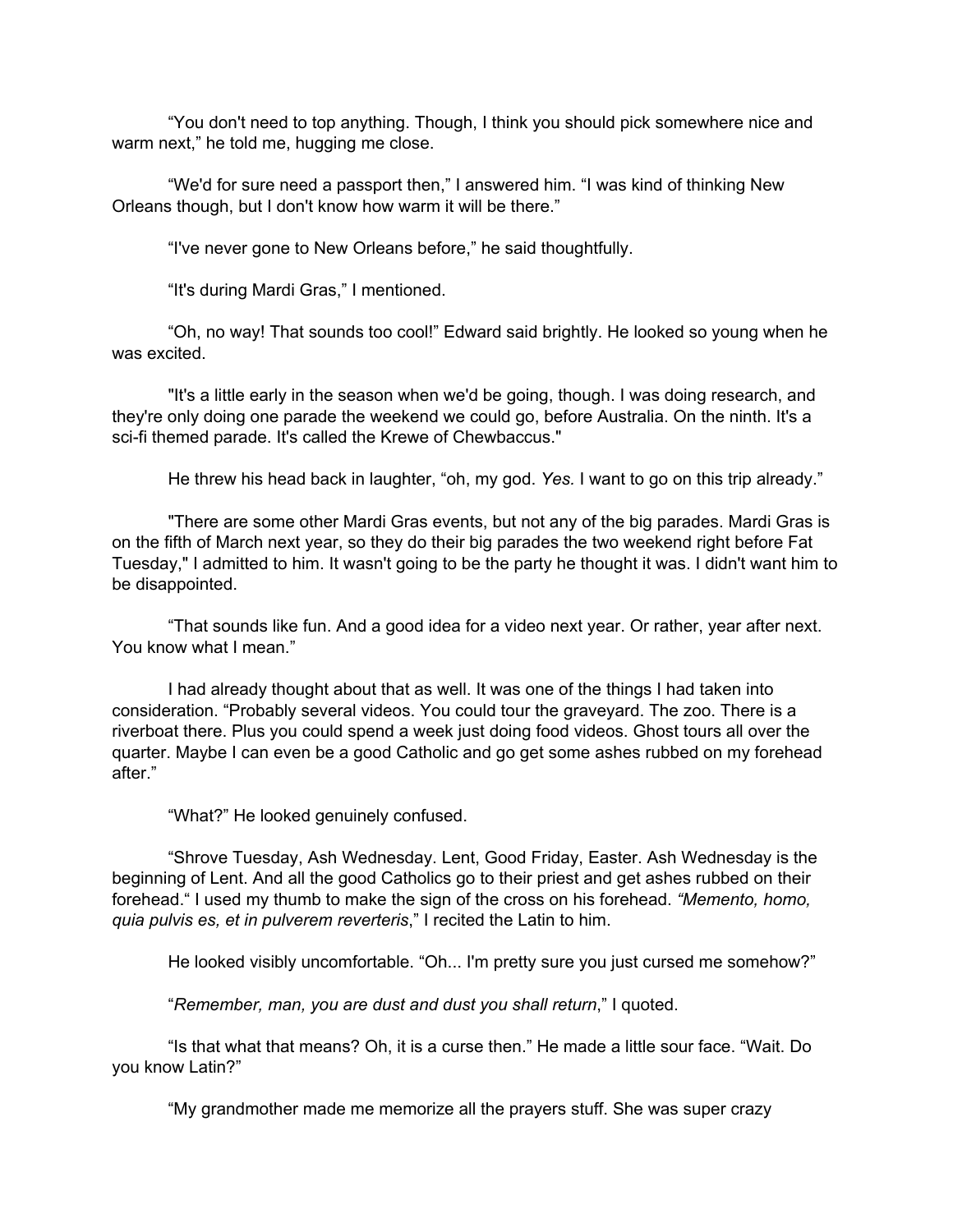"You don't need to top anything. Though, I think you should pick somewhere nice and warm next," he told me, hugging me close.

"We'd for sure need a passport then," I answered him. "I was kind of thinking New Orleans though, but I don't know how warm it will be there."

"I've never gone to New Orleans before," he said thoughtfully.

"It's during Mardi Gras," I mentioned.

"Oh, no way! That sounds too cool!" Edward said brightly. He looked so young when he was excited.

"It's a little early in the season when we'd be going, though. I was doing research, and they're only doing one parade the weekend we could go, before Australia. On the ninth. It's a sci-fi themed parade. It's called the Krewe of Chewbaccus."

He threw his head back in laughter, "oh, my god. *Yes.* I want to go on this trip already."

"There are some other Mardi Gras events, but not any of the big parades. Mardi Gras is on the fifth of March next year, so they do their big parades the two weekend right before Fat Tuesday," I admitted to him. It wasn't going to be the party he thought it was. I didn't want him to be disappointed.

"That sounds like fun. And a good idea for a video next year. Or rather, year after next. You know what I mean."

I had already thought about that as well. It was one of the things I had taken into consideration. "Probably several videos. You could tour the graveyard. The zoo. There is a riverboat there. Plus you could spend a week just doing food videos. Ghost tours all over the quarter. Maybe I can even be a good Catholic and go get some ashes rubbed on my forehead after."

"What?" He looked genuinely confused.

"Shrove Tuesday, Ash Wednesday. Lent, Good Friday, Easter. Ash Wednesday is the beginning of Lent. And all the good Catholics go to their priest and get ashes rubbed on their forehead." I used my thumb to make the sign of the cross on his forehead. *"Memento, homo, quia pulvis es, et in pulverem reverteris*," I recited the Latin to him.

He looked visibly uncomfortable. "Oh... I'm pretty sure you just cursed me somehow?"

"*Remember, man, you are dust and dust you shall return*," I quoted.

"Is that what that means? Oh, it is a curse then." He made a little sour face. "Wait. Do you know Latin?"

"My grandmother made me memorize all the prayers stuff. She was super crazy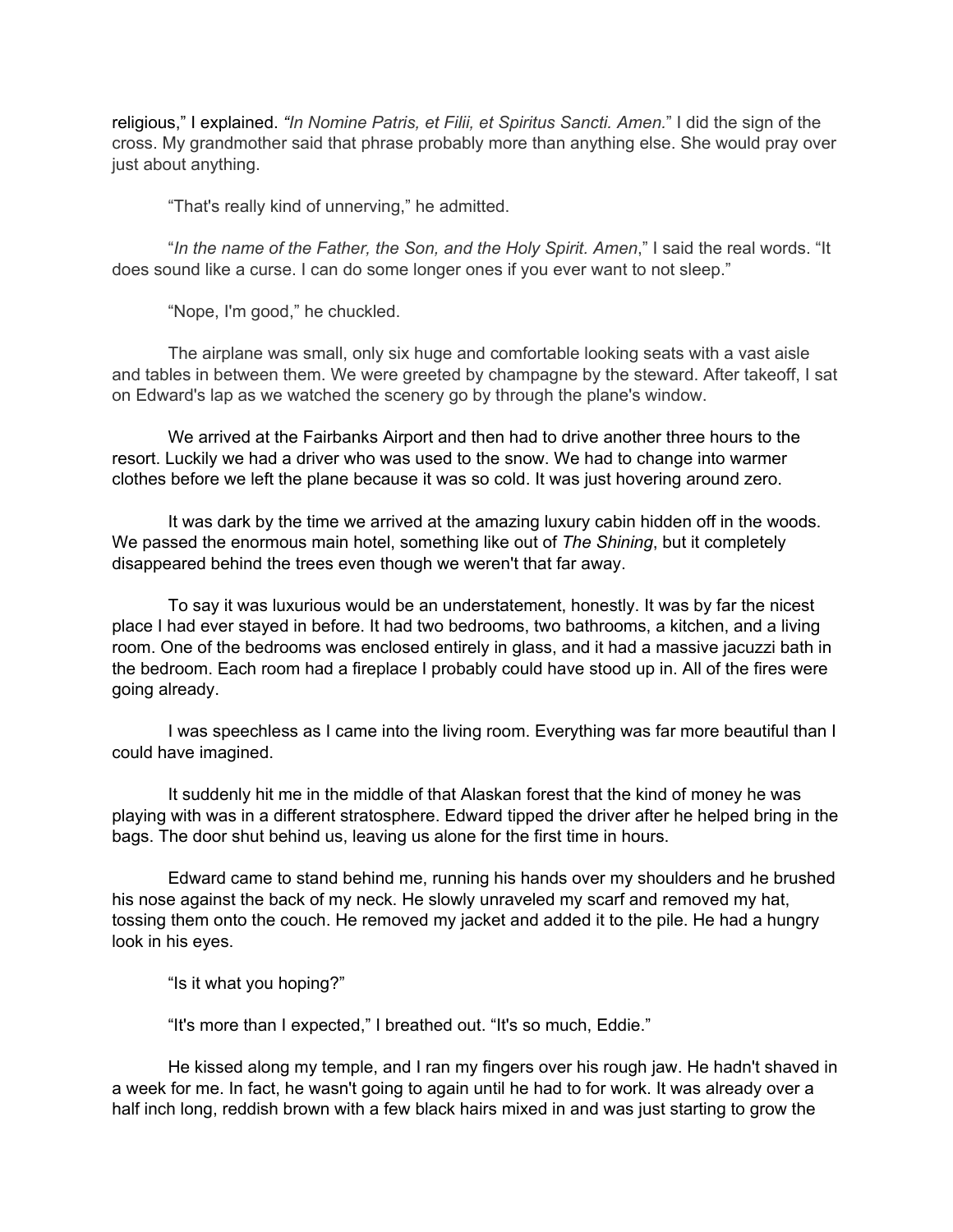religious," I explained. *"In Nomine Patris, et Filii, et Spiritus Sancti. Amen.*" I did the sign of the cross. My grandmother said that phrase probably more than anything else. She would pray over just about anything.

"That's really kind of unnerving," he admitted.

"*In the name of the Father, the Son, and the Holy Spirit. Amen*," I said the real words. "It does sound like a curse. I can do some longer ones if you ever want to not sleep."

"Nope, I'm good," he chuckled.

The airplane was small, only six huge and comfortable looking seats with a vast aisle and tables in between them. We were greeted by champagne by the steward. After takeoff, I sat on Edward's lap as we watched the scenery go by through the plane's window.

We arrived at the Fairbanks Airport and then had to drive another three hours to the resort. Luckily we had a driver who was used to the snow. We had to change into warmer clothes before we left the plane because it was so cold. It was just hovering around zero.

It was dark by the time we arrived at the amazing luxury cabin hidden off in the woods. We passed the enormous main hotel, something like out of *The Shining*, but it completely disappeared behind the trees even though we weren't that far away.

To say it was luxurious would be an understatement, honestly. It was by far the nicest place I had ever stayed in before. It had two bedrooms, two bathrooms, a kitchen, and a living room. One of the bedrooms was enclosed entirely in glass, and it had a massive jacuzzi bath in the bedroom. Each room had a fireplace I probably could have stood up in. All of the fires were going already.

I was speechless as I came into the living room. Everything was far more beautiful than I could have imagined.

It suddenly hit me in the middle of that Alaskan forest that the kind of money he was playing with was in a different stratosphere. Edward tipped the driver after he helped bring in the bags. The door shut behind us, leaving us alone for the first time in hours.

Edward came to stand behind me, running his hands over my shoulders and he brushed his nose against the back of my neck. He slowly unraveled my scarf and removed my hat, tossing them onto the couch. He removed my jacket and added it to the pile. He had a hungry look in his eyes.

"Is it what you hoping?"

"It's more than I expected," I breathed out. "It's so much, Eddie."

He kissed along my temple, and I ran my fingers over his rough jaw. He hadn't shaved in a week for me. In fact, he wasn't going to again until he had to for work. It was already over a half inch long, reddish brown with a few black hairs mixed in and was just starting to grow the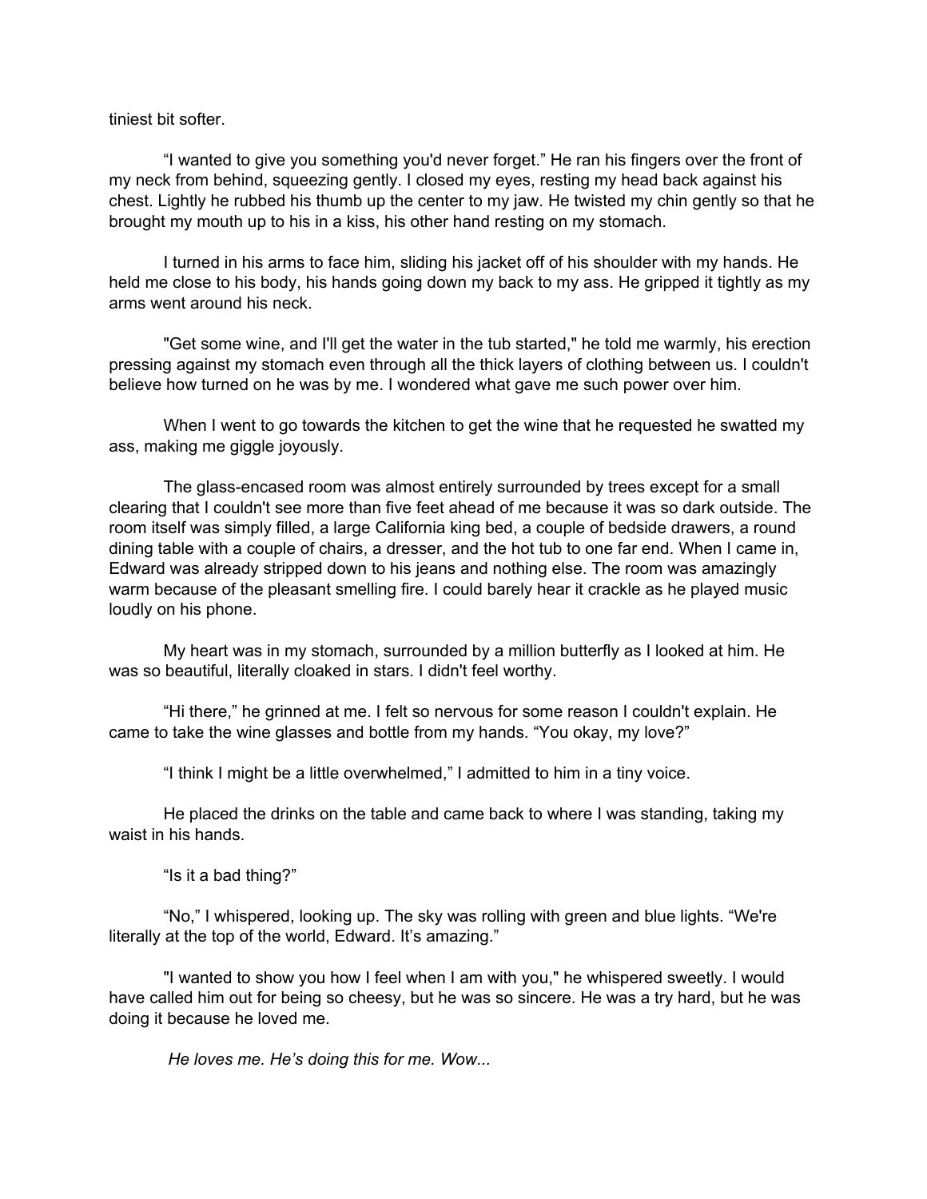tiniest bit softer.

"I wanted to give you something you'd never forget." He ran his fingers over the front of my neck from behind, squeezing gently. I closed my eyes, resting my head back against his chest. Lightly he rubbed his thumb up the center to my jaw. He twisted my chin gently so that he brought my mouth up to his in a kiss, his other hand resting on my stomach.

I turned in his arms to face him, sliding his jacket off of his shoulder with my hands. He held me close to his body, his hands going down my back to my ass. He gripped it tightly as my arms went around his neck.

"Get some wine, and I'll get the water in the tub started," he told me warmly, his erection pressing against my stomach even through all the thick layers of clothing between us. I couldn't believe how turned on he was by me. I wondered what gave me such power over him.

When I went to go towards the kitchen to get the wine that he requested he swatted my ass, making me giggle joyously.

The glass-encased room was almost entirely surrounded by trees except for a small clearing that I couldn't see more than five feet ahead of me because it was so dark outside. The room itself was simply filled, a large California king bed, a couple of bedside drawers, a round dining table with a couple of chairs, a dresser, and the hot tub to one far end. When I came in, Edward was already stripped down to his jeans and nothing else. The room was amazingly warm because of the pleasant smelling fire. I could barely hear it crackle as he played music loudly on his phone.

My heart was in my stomach, surrounded by a million butterfly as I looked at him. He was so beautiful, literally cloaked in stars. I didn't feel worthy.

"Hi there," he grinned at me. I felt so nervous for some reason I couldn't explain. He came to take the wine glasses and bottle from my hands. "You okay, my love?"

"I think I might be a little overwhelmed," I admitted to him in a tiny voice.

He placed the drinks on the table and came back to where I was standing, taking my waist in his hands.

"Is it a bad thing?"

"No," I whispered, looking up. The sky was rolling with green and blue lights. "We're literally at the top of the world, Edward. It's amazing."

"I wanted to show you how I feel when I am with you," he whispered sweetly. I would have called him out for being so cheesy, but he was so sincere. He was a try hard, but he was doing it because he loved me.

*He loves me. He's doing this for me. Wow...*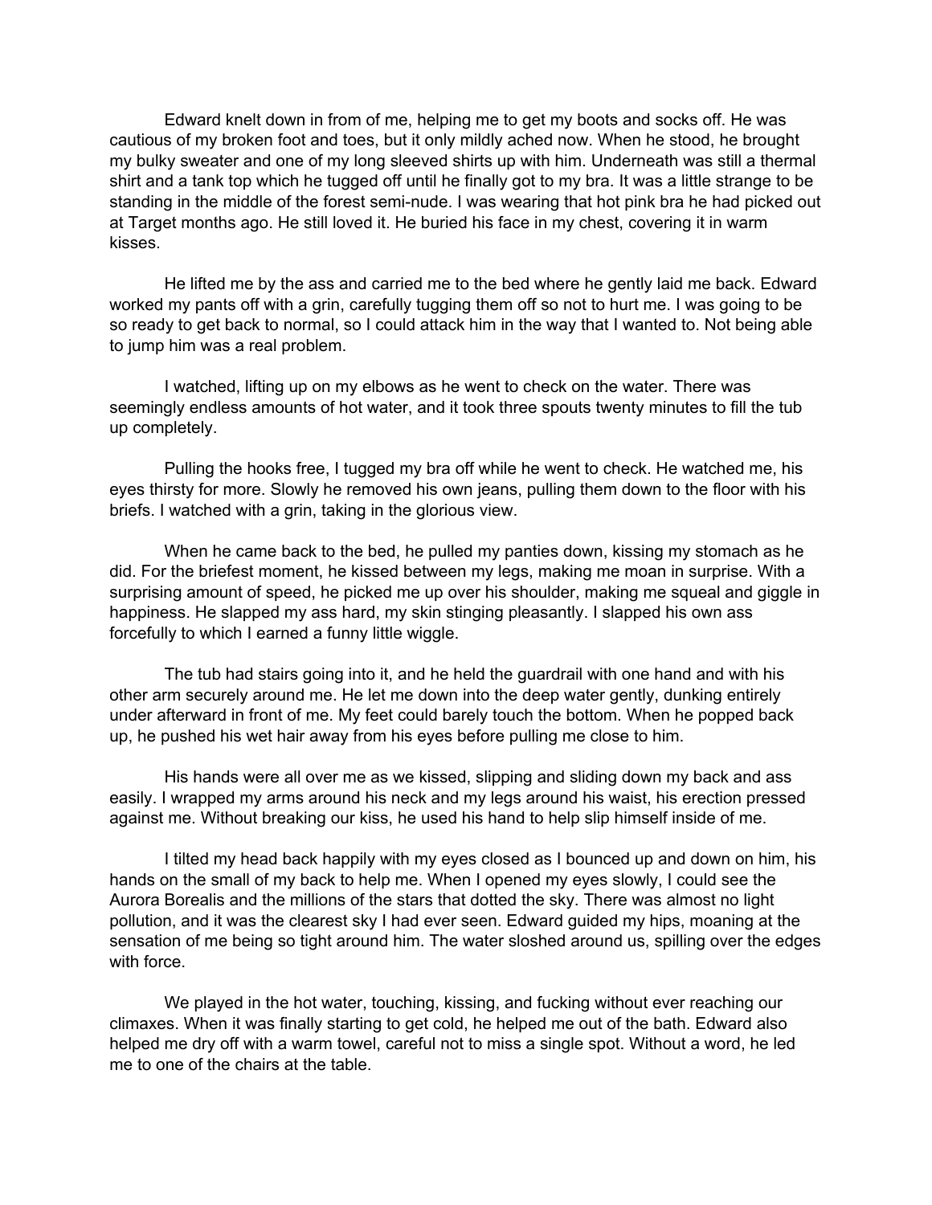Edward knelt down in from of me, helping me to get my boots and socks off. He was cautious of my broken foot and toes, but it only mildly ached now. When he stood, he brought my bulky sweater and one of my long sleeved shirts up with him. Underneath was still a thermal shirt and a tank top which he tugged off until he finally got to my bra. It was a little strange to be standing in the middle of the forest semi-nude. I was wearing that hot pink bra he had picked out at Target months ago. He still loved it. He buried his face in my chest, covering it in warm kisses.

He lifted me by the ass and carried me to the bed where he gently laid me back. Edward worked my pants off with a grin, carefully tugging them off so not to hurt me. I was going to be so ready to get back to normal, so I could attack him in the way that I wanted to. Not being able to jump him was a real problem.

I watched, lifting up on my elbows as he went to check on the water. There was seemingly endless amounts of hot water, and it took three spouts twenty minutes to fill the tub up completely.

Pulling the hooks free, I tugged my bra off while he went to check. He watched me, his eyes thirsty for more. Slowly he removed his own jeans, pulling them down to the floor with his briefs. I watched with a grin, taking in the glorious view.

When he came back to the bed, he pulled my panties down, kissing my stomach as he did. For the briefest moment, he kissed between my legs, making me moan in surprise. With a surprising amount of speed, he picked me up over his shoulder, making me squeal and giggle in happiness. He slapped my ass hard, my skin stinging pleasantly. I slapped his own ass forcefully to which I earned a funny little wiggle.

The tub had stairs going into it, and he held the guardrail with one hand and with his other arm securely around me. He let me down into the deep water gently, dunking entirely under afterward in front of me. My feet could barely touch the bottom. When he popped back up, he pushed his wet hair away from his eyes before pulling me close to him.

His hands were all over me as we kissed, slipping and sliding down my back and ass easily. I wrapped my arms around his neck and my legs around his waist, his erection pressed against me. Without breaking our kiss, he used his hand to help slip himself inside of me.

I tilted my head back happily with my eyes closed as I bounced up and down on him, his hands on the small of my back to help me. When I opened my eyes slowly, I could see the Aurora Borealis and the millions of the stars that dotted the sky. There was almost no light pollution, and it was the clearest sky I had ever seen. Edward guided my hips, moaning at the sensation of me being so tight around him. The water sloshed around us, spilling over the edges with force.

We played in the hot water, touching, kissing, and fucking without ever reaching our climaxes. When it was finally starting to get cold, he helped me out of the bath. Edward also helped me dry off with a warm towel, careful not to miss a single spot. Without a word, he led me to one of the chairs at the table.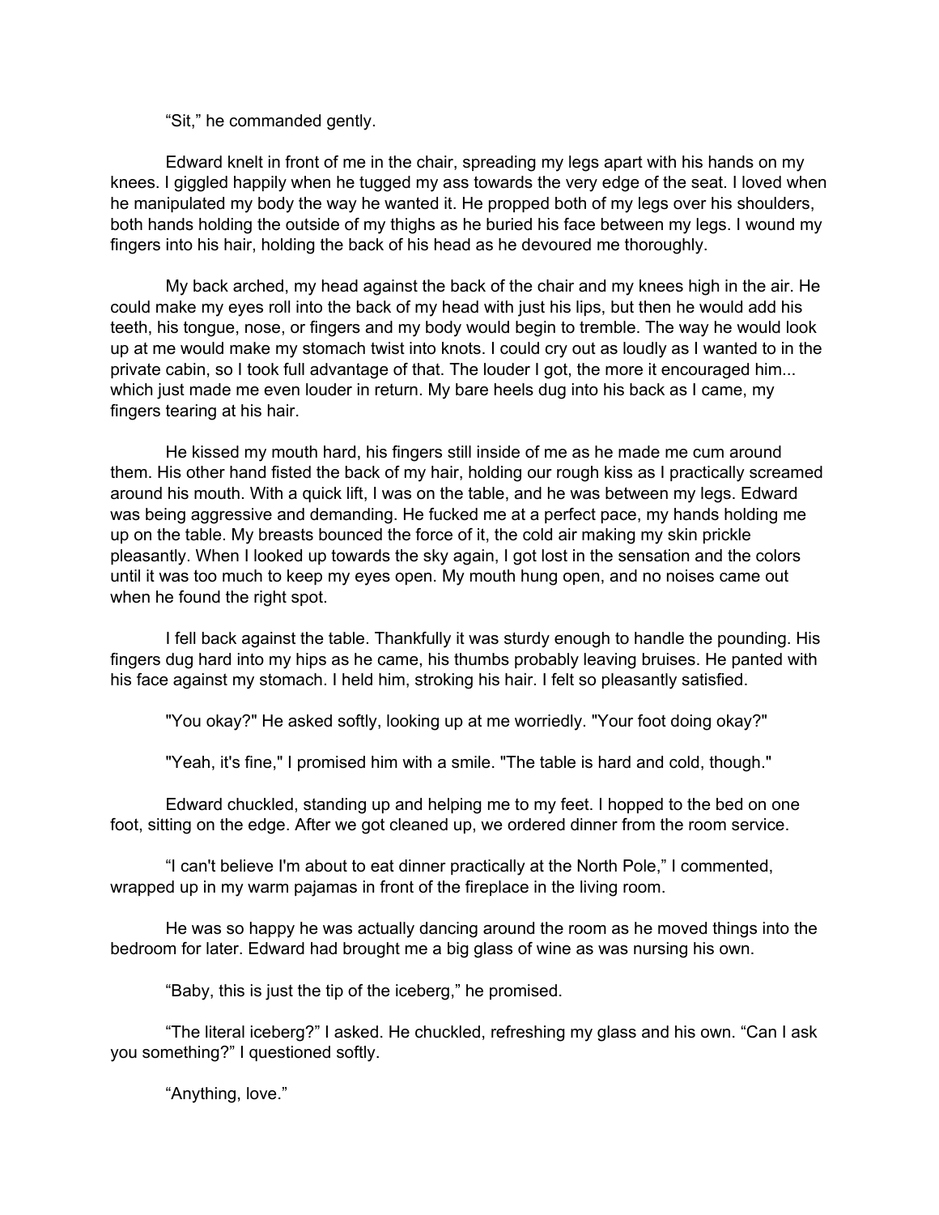"Sit," he commanded gently.

Edward knelt in front of me in the chair, spreading my legs apart with his hands on my knees. I giggled happily when he tugged my ass towards the very edge of the seat. I loved when he manipulated my body the way he wanted it. He propped both of my legs over his shoulders, both hands holding the outside of my thighs as he buried his face between my legs. I wound my fingers into his hair, holding the back of his head as he devoured me thoroughly.

My back arched, my head against the back of the chair and my knees high in the air. He could make my eyes roll into the back of my head with just his lips, but then he would add his teeth, his tongue, nose, or fingers and my body would begin to tremble. The way he would look up at me would make my stomach twist into knots. I could cry out as loudly as I wanted to in the private cabin, so I took full advantage of that. The louder I got, the more it encouraged him... which just made me even louder in return. My bare heels dug into his back as I came, my fingers tearing at his hair.

He kissed my mouth hard, his fingers still inside of me as he made me cum around them. His other hand fisted the back of my hair, holding our rough kiss as I practically screamed around his mouth. With a quick lift, I was on the table, and he was between my legs. Edward was being aggressive and demanding. He fucked me at a perfect pace, my hands holding me up on the table. My breasts bounced the force of it, the cold air making my skin prickle pleasantly. When I looked up towards the sky again, I got lost in the sensation and the colors until it was too much to keep my eyes open. My mouth hung open, and no noises came out when he found the right spot.

I fell back against the table. Thankfully it was sturdy enough to handle the pounding. His fingers dug hard into my hips as he came, his thumbs probably leaving bruises. He panted with his face against my stomach. I held him, stroking his hair. I felt so pleasantly satisfied.

"You okay?" He asked softly, looking up at me worriedly. "Your foot doing okay?"

"Yeah, it's fine," I promised him with a smile. "The table is hard and cold, though."

Edward chuckled, standing up and helping me to my feet. I hopped to the bed on one foot, sitting on the edge. After we got cleaned up, we ordered dinner from the room service.

"I can't believe I'm about to eat dinner practically at the North Pole," I commented, wrapped up in my warm pajamas in front of the fireplace in the living room.

He was so happy he was actually dancing around the room as he moved things into the bedroom for later. Edward had brought me a big glass of wine as was nursing his own.

"Baby, this is just the tip of the iceberg," he promised.

"The literal iceberg?" I asked. He chuckled, refreshing my glass and his own. "Can I ask you something?" I questioned softly.

"Anything, love."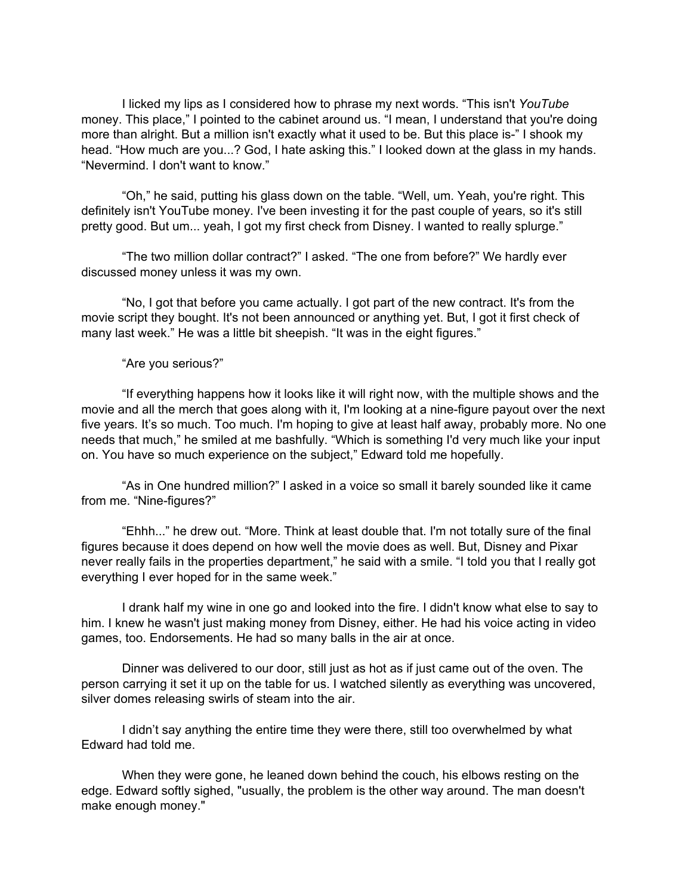I licked my lips as I considered how to phrase my next words. "This isn't *YouTube* money. This place," I pointed to the cabinet around us. "I mean, I understand that you're doing more than alright. But a million isn't exactly what it used to be. But this place is-" I shook my head. "How much are you...? God, I hate asking this." I looked down at the glass in my hands. "Nevermind. I don't want to know."

"Oh," he said, putting his glass down on the table. "Well, um. Yeah, you're right. This definitely isn't YouTube money. I've been investing it for the past couple of years, so it's still pretty good. But um... yeah, I got my first check from Disney. I wanted to really splurge."

"The two million dollar contract?" I asked. "The one from before?" We hardly ever discussed money unless it was my own.

"No, I got that before you came actually. I got part of the new contract. It's from the movie script they bought. It's not been announced or anything yet. But, I got it first check of many last week." He was a little bit sheepish. "It was in the eight figures."

"Are you serious?"

"If everything happens how it looks like it will right now, with the multiple shows and the movie and all the merch that goes along with it, I'm looking at a nine-figure payout over the next five years. It's so much. Too much. I'm hoping to give at least half away, probably more. No one needs that much," he smiled at me bashfully. "Which is something I'd very much like your input on. You have so much experience on the subject," Edward told me hopefully.

"As in One hundred million?" I asked in a voice so small it barely sounded like it came from me. "Nine-figures?"

"Ehhh..." he drew out. "More. Think at least double that. I'm not totally sure of the final figures because it does depend on how well the movie does as well. But, Disney and Pixar never really fails in the properties department," he said with a smile. "I told you that I really got everything I ever hoped for in the same week."

I drank half my wine in one go and looked into the fire. I didn't know what else to say to him. I knew he wasn't just making money from Disney, either. He had his voice acting in video games, too. Endorsements. He had so many balls in the air at once.

Dinner was delivered to our door, still just as hot as if just came out of the oven. The person carrying it set it up on the table for us. I watched silently as everything was uncovered, silver domes releasing swirls of steam into the air.

I didn't say anything the entire time they were there, still too overwhelmed by what Edward had told me.

When they were gone, he leaned down behind the couch, his elbows resting on the edge. Edward softly sighed, "usually, the problem is the other way around. The man doesn't make enough money."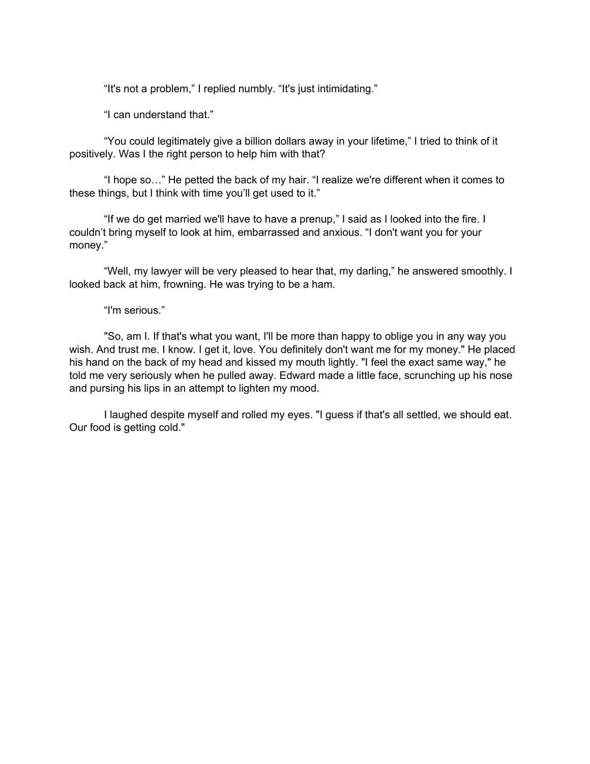“It's not a problem,” I replied numbly. “It's just intimidating.”

“I can understand that.”

“You could legitimately give a billion dollars away in your lifetime,” I tried to think of it positively. Was I the right person to help him with that?

“I hope so…” He petted the back of my hair. “I realize we're different when it comes to these things, but I think with time you’ll get used to it.”

“If we do get married we'll have to have a prenup,” I said as I looked into the fire. I couldn’t bring myself to look at him, embarrassed and anxious. “I don't want you for your money.”

“Well, my lawyer will be very pleased to hear that, my darling,” he answered smoothly. I looked back at him, frowning. He was trying to be a ham.

“I'm serious.”

"So, am I. If that's what you want, I'll be more than happy to oblige you in any way you wish. And trust me. I know. I get it, love. You definitely don't want me for my money." He placed his hand on the back of my head and kissed my mouth lightly. "I feel the exact same way," he told me very seriously when he pulled away. Edward made a little face, scrunching up his nose and pursing his lips in an attempt to lighten my mood.

I laughed despite myself and rolled my eyes. "I guess if that's all settled, we should eat. Our food is getting cold."